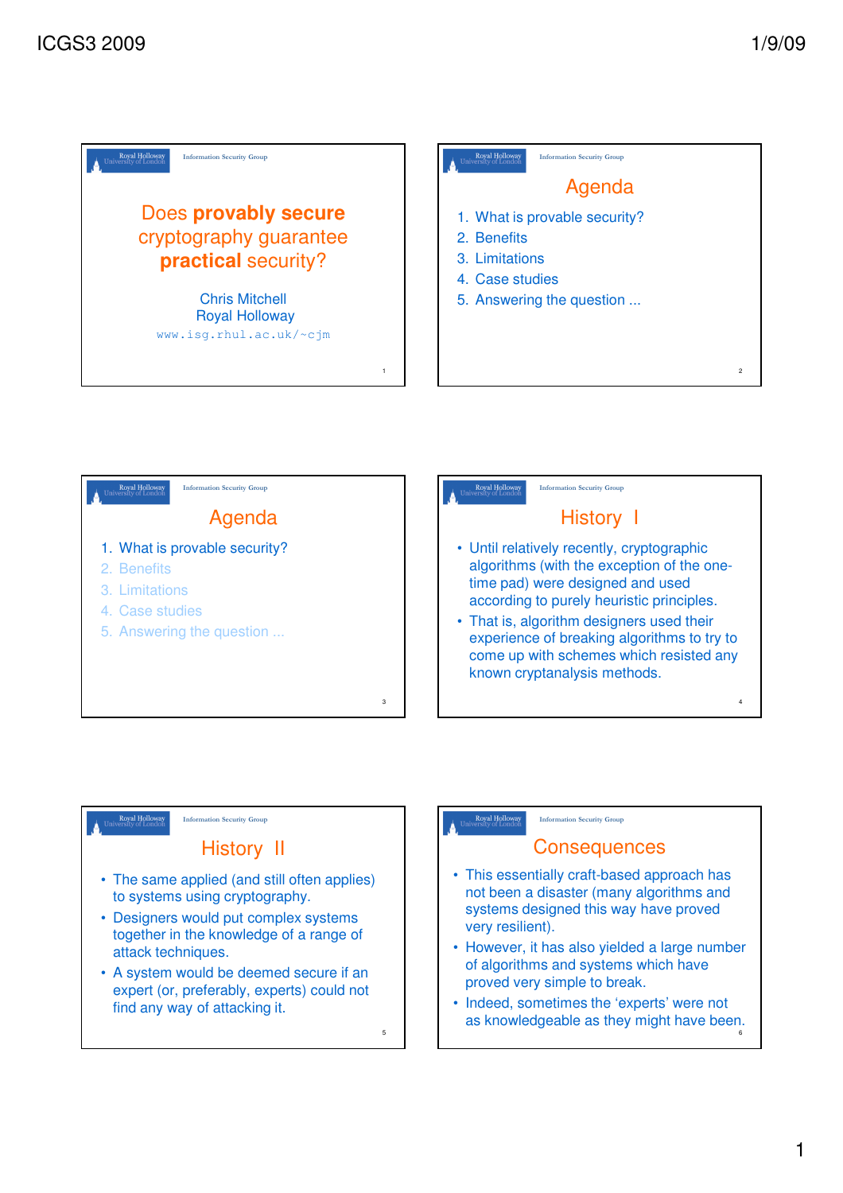# Does **provably secure** cryptography guarantee **practical** security?

Chris Mitchell
Royal Holloway
www.isg.rhul.ac.uk/~cjm

## Agenda

1. What is provable security?
2. Benefits
3. Limitations
4. Case studies
5. Answering the question ...

## Agenda

1. What is provable security?
2. Benefits
3. Limitations
4. Case studies
5. Answering the question ...

## History I

- Until relatively recently, cryptographic algorithms (with the exception of the one-time pad) were designed and used according to purely heuristic principles.
- That is, algorithm designers used their experience of breaking algorithms to try to come up with schemes which resisted any known cryptanalysis methods.

## History II

- The same applied (and still often applies) to systems using cryptography.
- Designers would put complex systems together in the knowledge of a range of attack techniques.
- A system would be deemed secure if an expert (or, preferably, experts) could not find any way of attacking it.

## Consequences

- This essentially craft-based approach has not been a disaster (many algorithms and systems designed this way have proved very resilient).
- However, it has also yielded a large number of algorithms and systems which have proved very simple to break.
- Indeed, sometimes the 'experts' were not as knowledgeable as they might have been.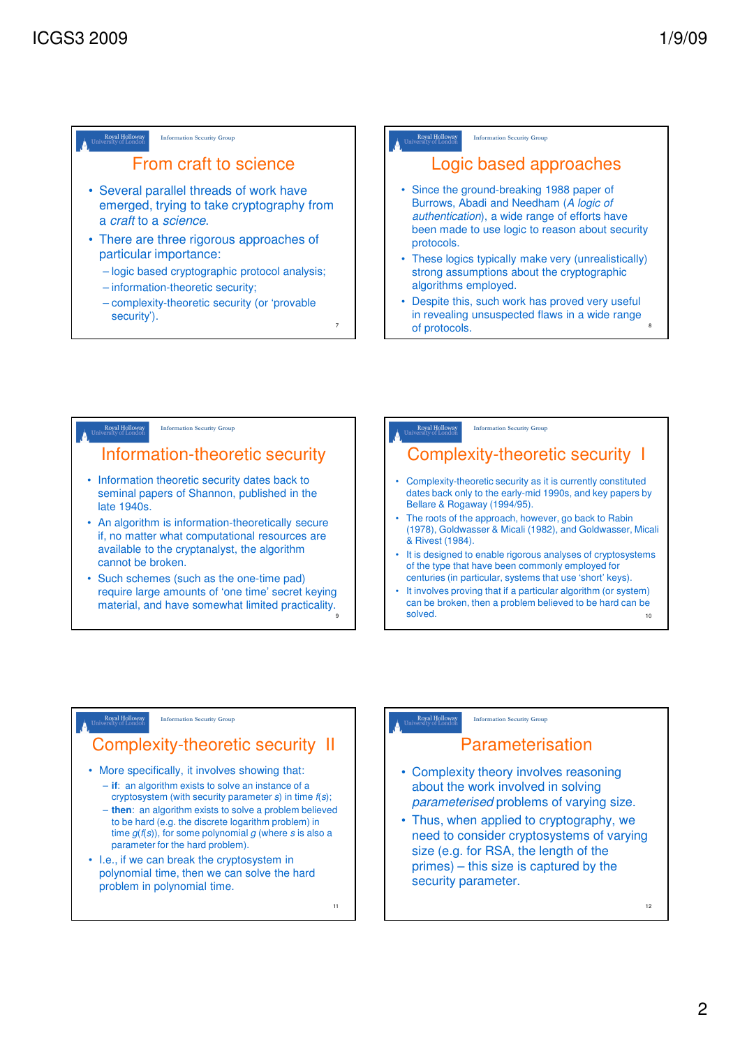## From craft to science

- Several parallel threads of work have emerged, trying to take cryptography from a *craft* to a *science*.
- There are three rigorous approaches of particular importance:
  - logic based cryptographic protocol analysis;
  - information-theoretic security;
  - complexity-theoretic security (or 'provable security').

## Logic based approaches

- Since the ground-breaking 1988 paper of Burrows, Abadi and Needham (*A logic of authentication*), a wide range of efforts have been made to use logic to reason about security protocols.
- These logics typically make very (unrealistically) strong assumptions about the cryptographic algorithms employed.
- Despite this, such work has proved very useful in revealing unsuspected flaws in a wide range of protocols.

## Information-theoretic security

- Information theoretic security dates back to seminal papers of Shannon, published in the late 1940s.
- An algorithm is information-theoretically secure if, no matter what computational resources are available to the cryptanalyst, the algorithm cannot be broken.
- Such schemes (such as the one-time pad) require large amounts of 'one time' secret keying material, and have somewhat limited practicality.

## Complexity-theoretic security I

- Complexity-theoretic security as it is currently constituted dates back only to the early-mid 1990s, and key papers by Bellare & Rogaway (1994/95).
- The roots of the approach, however, go back to Rabin (1978), Goldwasser & Micali (1982), and Goldwasser, Micali & Rivest (1984).
- It is designed to enable rigorous analyses of cryptosystems of the type that have been commonly employed for centuries (in particular, systems that use 'short' keys).
- It involves proving that if a particular algorithm (or system) can be broken, then a problem believed to be hard can be solved.

## Complexity-theoretic security II

- More specifically, it involves showing that:
  - **if**: an algorithm exists to solve an instance of a cryptosystem (with security parameter $s$) in time $f(s)$;
  - **then**: an algorithm exists to solve a problem believed to be hard (e.g. the discrete logarithm problem) in time $g(f(s))$, for some polynomial $g$ (where $s$ is also a parameter for the hard problem).
- I.e., if we can break the cryptosystem in polynomial time, then we can solve the hard problem in polynomial time.

## Parameterisation

- Complexity theory involves reasoning about the work involved in solving *parameterised* problems of varying size.
- Thus, when applied to cryptography, we need to consider cryptosystems of varying size (e.g. for RSA, the length of the primes) – this size is captured by the security parameter.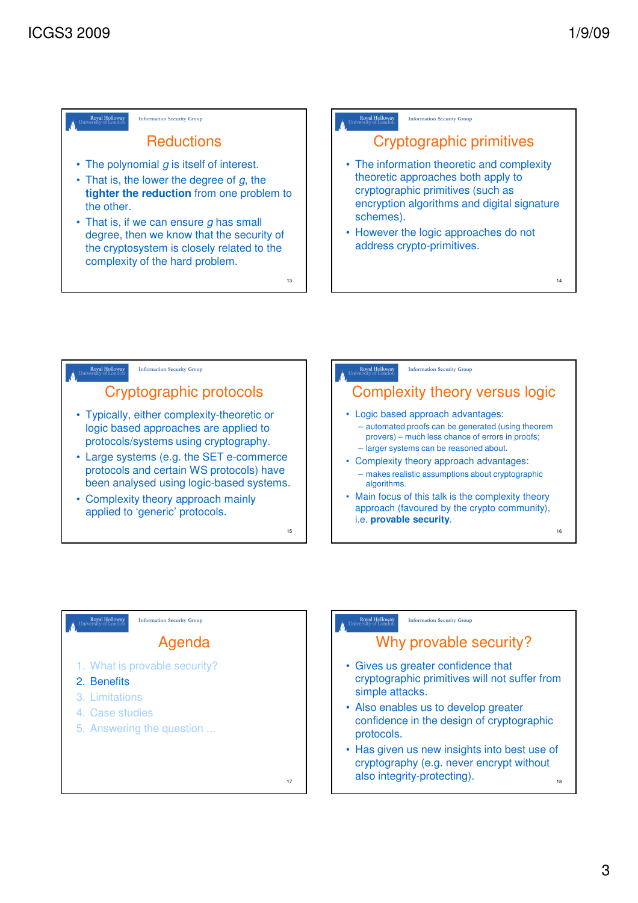## Reductions

- The polynomial $g$ is itself of interest.
- That is, the lower the degree of $g$, the **tighter the reduction** from one problem to the other.
- That is, if we can ensure $g$ has small degree, then we know that the security of the cryptosystem is closely related to the complexity of the hard problem.

## Cryptographic primitives

- The information theoretic and complexity theoretic approaches both apply to cryptographic primitives (such as encryption algorithms and digital signature schemes).
- However the logic approaches do not address crypto-primitives.

## Cryptographic protocols

- Typically, either complexity-theoretic or logic based approaches are applied to protocols/systems using cryptography.
- Large systems (e.g. the SET e-commerce protocols and certain WS protocols) have been analysed using logic-based systems.
- Complexity theory approach mainly applied to 'generic' protocols.

## Complexity theory versus logic

- Logic based approach advantages:
  - automated proofs can be generated (using theorem provers) – much less chance of errors in proofs;
  - larger systems can be reasoned about.
- Complexity theory approach advantages:
  - makes realistic assumptions about cryptographic algorithms.
- Main focus of this talk is the complexity theory approach (favoured by the crypto community), i.e. **provable security**.

## Agenda

1. What is provable security?
2. Benefits
3. Limitations
4. Case studies
5. Answering the question ...

## Why provable security?

- Gives us greater confidence that cryptographic primitives will not suffer from simple attacks.
- Also enables us to develop greater confidence in the design of cryptographic protocols.
- Has given us new insights into best use of cryptography (e.g. never encrypt without also integrity-protecting).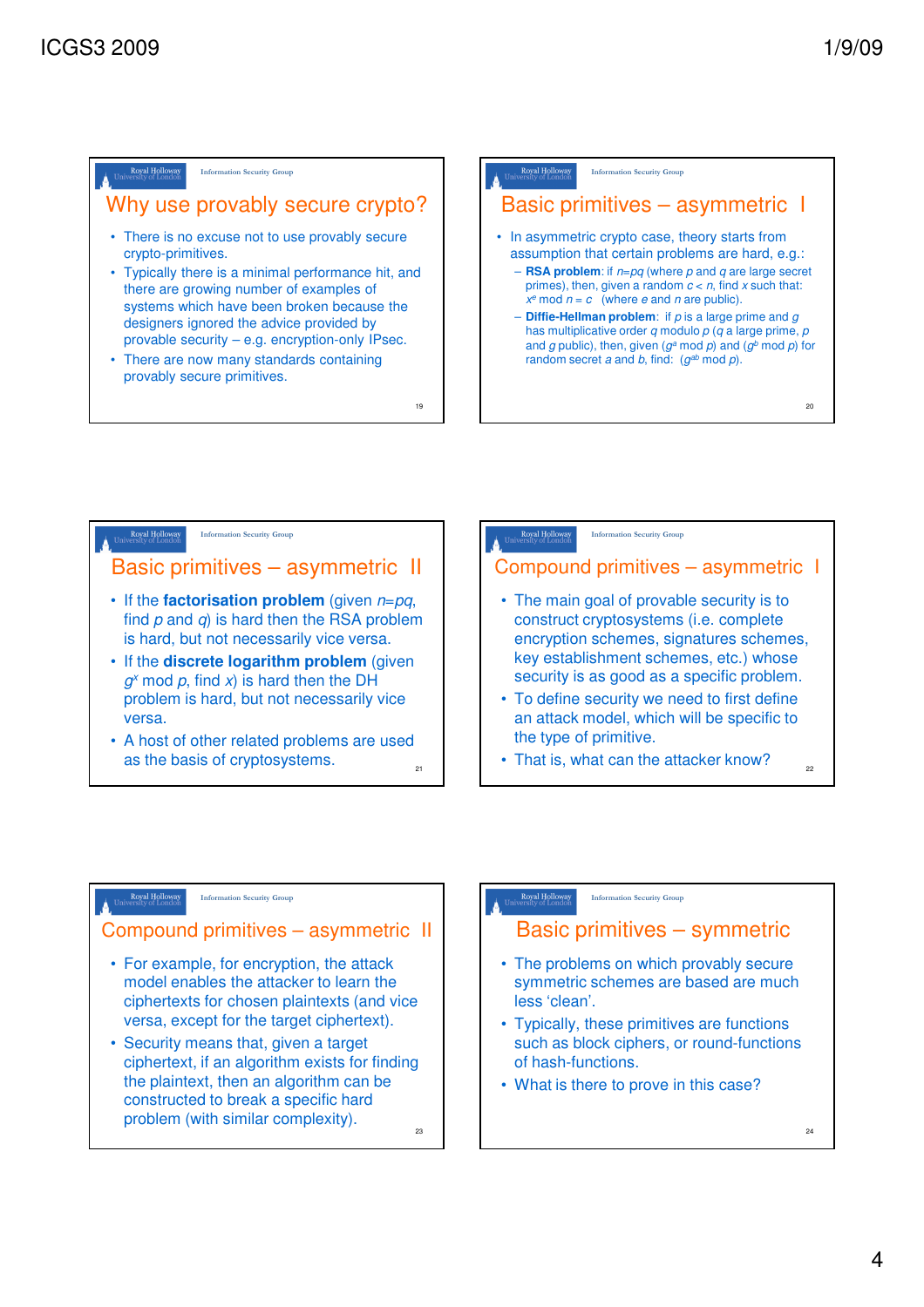## Why use provably secure crypto?

- There is no excuse not to use provably secure crypto-primitives.
- Typically there is a minimal performance hit, and there are growing number of examples of systems which have been broken because the designers ignored the advice provided by provable security – e.g. encryption-only IPsec.
- There are now many standards containing provably secure primitives.

## Basic primitives – asymmetric I

- In asymmetric crypto case, theory starts from assumption that certain problems are hard, e.g.:
  - **RSA problem**: if $n=pq$ (where $p$ and $q$ are large secret primes), then, given a random $c < n$, find $x$ such that: $x^e \bmod n = c$ (where $e$ and $n$ are public).
  - **Diffie-Hellman problem**: if $p$ is a large prime and $g$ has multiplicative order $q$ modulo $p$ ($q$ a large prime, $p$ and $g$ public), then, given ($g^a \bmod p$) and ($g^b \bmod p$) for random secret $a$ and $b$, find: ($g^{ab} \bmod p$).

## Basic primitives – asymmetric II

- If the **factorisation problem** (given $n=pq$, find $p$ and $q$) is hard then the RSA problem is hard, but not necessarily vice versa.
- If the **discrete logarithm problem** (given $g^x \bmod p$, find $x$) is hard then the DH problem is hard, but not necessarily vice versa.
- A host of other related problems are used as the basis of cryptosystems.

## Compound primitives – asymmetric I

- The main goal of provable security is to construct cryptosystems (i.e. complete encryption schemes, signatures schemes, key establishment schemes, etc.) whose security is as good as a specific problem.
- To define security we need to first define an attack model, which will be specific to the type of primitive.
- That is, what can the attacker know?

## Compound primitives – asymmetric II

- For example, for encryption, the attack model enables the attacker to learn the ciphertexts for chosen plaintexts (and vice versa, except for the target ciphertext).
- Security means that, given a target ciphertext, if an algorithm exists for finding the plaintext, then an algorithm can be constructed to break a specific hard problem (with similar complexity).

## Basic primitives – symmetric

- The problems on which provably secure symmetric schemes are based are much less 'clean'.
- Typically, these primitives are functions such as block ciphers, or round-functions of hash-functions.
- What is there to prove in this case?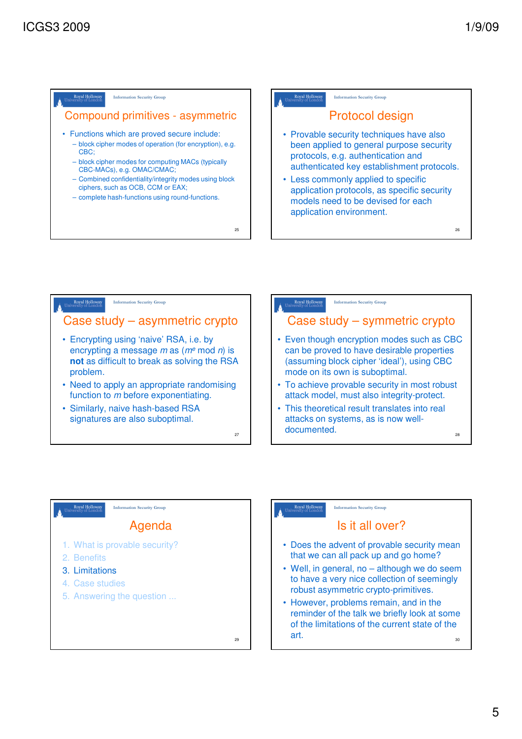## Compound primitives - asymmetric

- Functions which are proved secure include:
  - block cipher modes of operation (for encryption), e.g. CBC;
  - block cipher modes for computing MACs (typically CBC-MACs), e.g. OMAC/CMAC;
  - Combined confidentiality/integrity modes using block ciphers, such as OCB, CCM or EAX;
  - complete hash-functions using round-functions.

## Protocol design

- Provable security techniques have also been applied to general purpose security protocols, e.g. authentication and authenticated key establishment protocols.
- Less commonly applied to specific application protocols, as specific security models need to be devised for each application environment.

## Case study – asymmetric crypto

- Encrypting using 'naive' RSA, i.e. by encrypting a message *m* as ($m^e$ mod $n$) is **not** as difficult to break as solving the RSA problem.
- Need to apply an appropriate randomising function to *m* before exponentiating.
- Similarly, naive hash-based RSA signatures are also suboptimal.

## Case study – symmetric crypto

- Even though encryption modes such as CBC can be proved to have desirable properties (assuming block cipher 'ideal'), using CBC mode on its own is suboptimal.
- To achieve provable security in most robust attack model, must also integrity-protect.
- This theoretical result translates into real attacks on systems, as is now well-documented.

## Agenda

1. What is provable security?
2. Benefits
3. Limitations
4. Case studies
5. Answering the question ...

## Is it all over?

- Does the advent of provable security mean that we can all pack up and go home?
- Well, in general, no – although we do seem to have a very nice collection of seemingly robust asymmetric crypto-primitives.
- However, problems remain, and in the reminder of the talk we briefly look at some of the limitations of the current state of the art.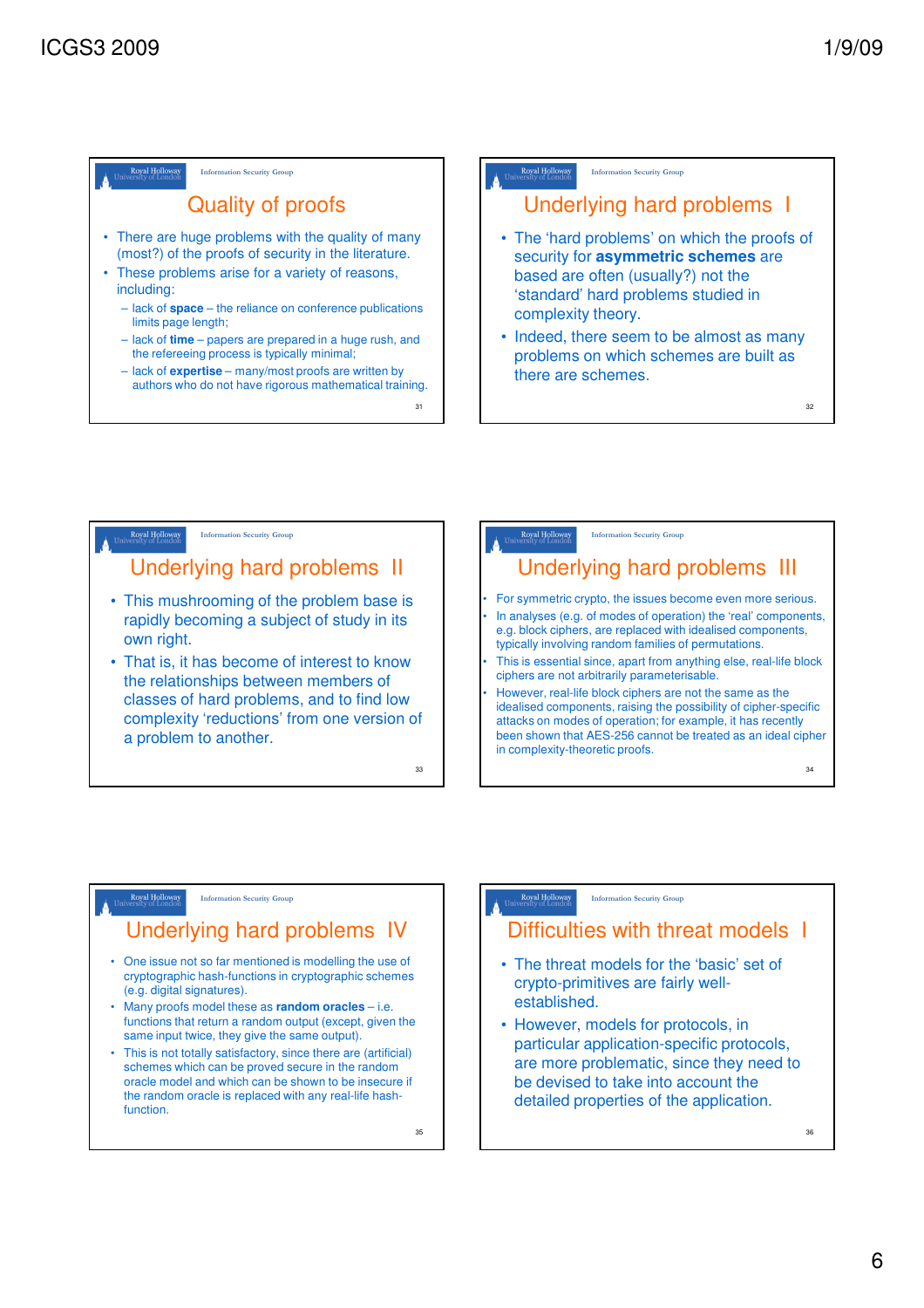## Quality of proofs

- There are huge problems with the quality of many (most?) of the proofs of security in the literature.
- These problems arise for a variety of reasons, including:
  - lack of **space** – the reliance on conference publications limits page length;
  - lack of **time** – papers are prepared in a huge rush, and the refereeing process is typically minimal;
  - lack of **expertise** – many/most proofs are written by authors who do not have rigorous mathematical training.

## Underlying hard problems I

- The 'hard problems' on which the proofs of security for **asymmetric schemes** are based are often (usually?) not the 'standard' hard problems studied in complexity theory.
- Indeed, there seem to be almost as many problems on which schemes are built as there are schemes.

## Underlying hard problems II

- This mushrooming of the problem base is rapidly becoming a subject of study in its own right.
- That is, it has become of interest to know the relationships between members of classes of hard problems, and to find low complexity 'reductions' from one version of a problem to another.

## Underlying hard problems III

- For symmetric crypto, the issues become even more serious.
- In analyses (e.g. of modes of operation) the 'real' components, e.g. block ciphers, are replaced with idealised components, typically involving random families of permutations.
- This is essential since, apart from anything else, real-life block ciphers are not arbitrarily parameterisable.
- However, real-life block ciphers are not the same as the idealised components, raising the possibility of cipher-specific attacks on modes of operation; for example, it has recently been shown that AES-256 cannot be treated as an ideal cipher in complexity-theoretic proofs.

## Underlying hard problems IV

- One issue not so far mentioned is modelling the use of cryptographic hash-functions in cryptographic schemes (e.g. digital signatures).
- Many proofs model these as **random oracles** – i.e. functions that return a random output (except, given the same input twice, they give the same output).
- This is not totally satisfactory, since there are (artificial) schemes which can be proved secure in the random oracle model and which can be shown to be insecure if the random oracle is replaced with any real-life hash-function.

## Difficulties with threat models I

- The threat models for the 'basic' set of crypto-primitives are fairly well-established.
- However, models for protocols, in particular application-specific protocols, are more problematic, since they need to be devised to take into account the detailed properties of the application.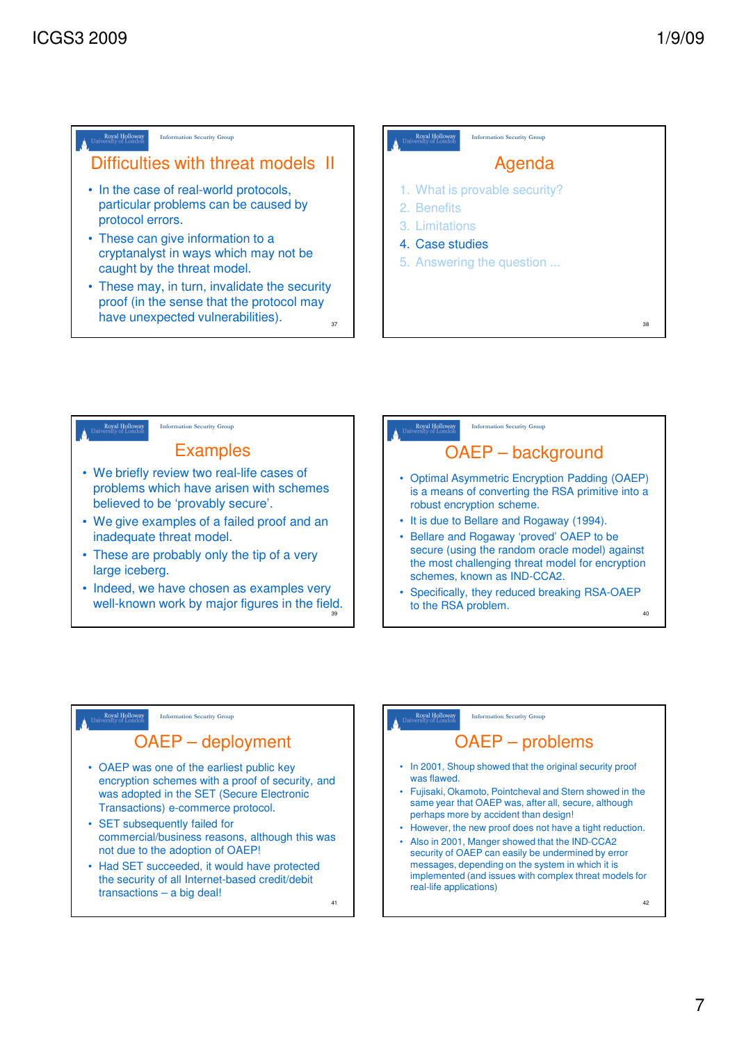## Difficulties with threat models II

- In the case of real-world protocols, particular problems can be caused by protocol errors.
- These can give information to a cryptanalyst in ways which may not be caught by the threat model.
- These may, in turn, invalidate the security proof (in the sense that the protocol may have unexpected vulnerabilities).

## Agenda

1. What is provable security?
2. Benefits
3. Limitations
4. Case studies
5. Answering the question ...

## Examples

- We briefly review two real-life cases of problems which have arisen with schemes believed to be 'provably secure'.
- We give examples of a failed proof and an inadequate threat model.
- These are probably only the tip of a very large iceberg.
- Indeed, we have chosen as examples very well-known work by major figures in the field.

## OAEP – background

- Optimal Asymmetric Encryption Padding (OAEP) is a means of converting the RSA primitive into a robust encryption scheme.
- It is due to Bellare and Rogaway (1994).
- Bellare and Rogaway 'proved' OAEP to be secure (using the random oracle model) against the most challenging threat model for encryption schemes, known as IND-CCA2.
- Specifically, they reduced breaking RSA-OAEP to the RSA problem.

## OAEP – deployment

- OAEP was one of the earliest public key encryption schemes with a proof of security, and was adopted in the SET (Secure Electronic Transactions) e-commerce protocol.
- SET subsequently failed for commercial/business reasons, although this was not due to the adoption of OAEP!
- Had SET succeeded, it would have protected the security of all Internet-based credit/debit transactions – a big deal!

## OAEP – problems

- In 2001, Shoup showed that the original security proof was flawed.
- Fujisaki, Okamoto, Pointcheval and Stern showed in the same year that OAEP was, after all, secure, although perhaps more by accident than design!
- However, the new proof does not have a tight reduction.
- Also in 2001, Manger showed that the IND-CCA2 security of OAEP can easily be undermined by error messages, depending on the system in which it is implemented (and issues with complex threat models for real-life applications)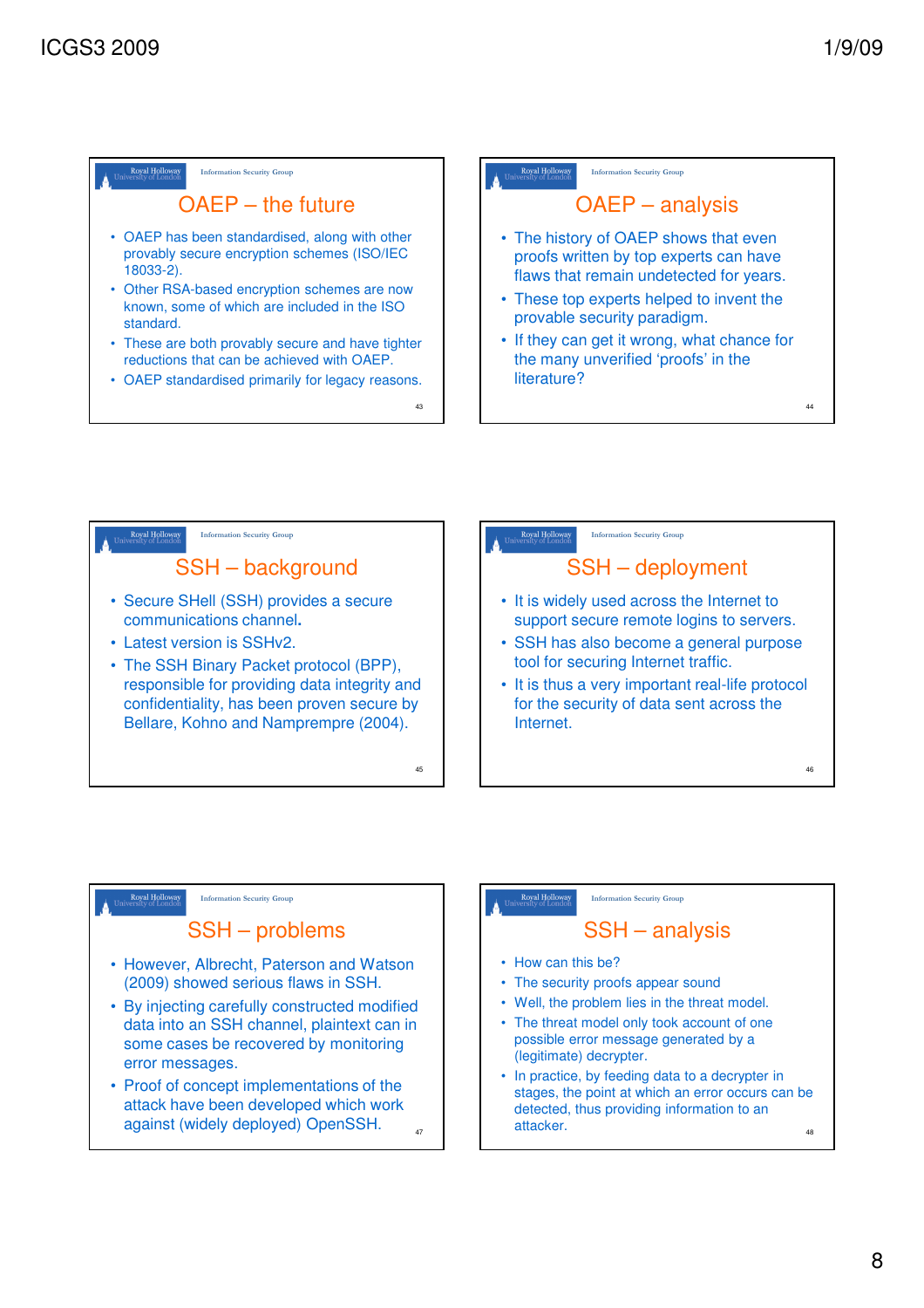## OAEP – the future

- OAEP has been standardised, along with other provably secure encryption schemes (ISO/IEC 18033-2).
- Other RSA-based encryption schemes are now known, some of which are included in the ISO standard.
- These are both provably secure and have tighter reductions that can be achieved with OAEP.
- OAEP standardised primarily for legacy reasons.

## OAEP – analysis

- The history of OAEP shows that even proofs written by top experts can have flaws that remain undetected for years.
- These top experts helped to invent the provable security paradigm.
- If they can get it wrong, what chance for the many unverified ‘proofs’ in the literature?

## SSH – background

- Secure SHell (SSH) provides a secure communications channel.
- Latest version is SSHv2.
- The SSH Binary Packet protocol (BPP), responsible for providing data integrity and confidentiality, has been proven secure by Bellare, Kohno and Namprempre (2004).

## SSH – deployment

- It is widely used across the Internet to support secure remote logins to servers.
- SSH has also become a general purpose tool for securing Internet traffic.
- It is thus a very important real-life protocol for the security of data sent across the Internet.

## SSH – problems

- However, Albrecht, Paterson and Watson (2009) showed serious flaws in SSH.
- By injecting carefully constructed modified data into an SSH channel, plaintext can in some cases be recovered by monitoring error messages.
- Proof of concept implementations of the attack have been developed which work against (widely deployed) OpenSSH.

## SSH – analysis

- How can this be?
- The security proofs appear sound
- Well, the problem lies in the threat model.
- The threat model only took account of one possible error message generated by a (legitimate) decrypter.
- In practice, by feeding data to a decrypter in stages, the point at which an error occurs can be detected, thus providing information to an attacker.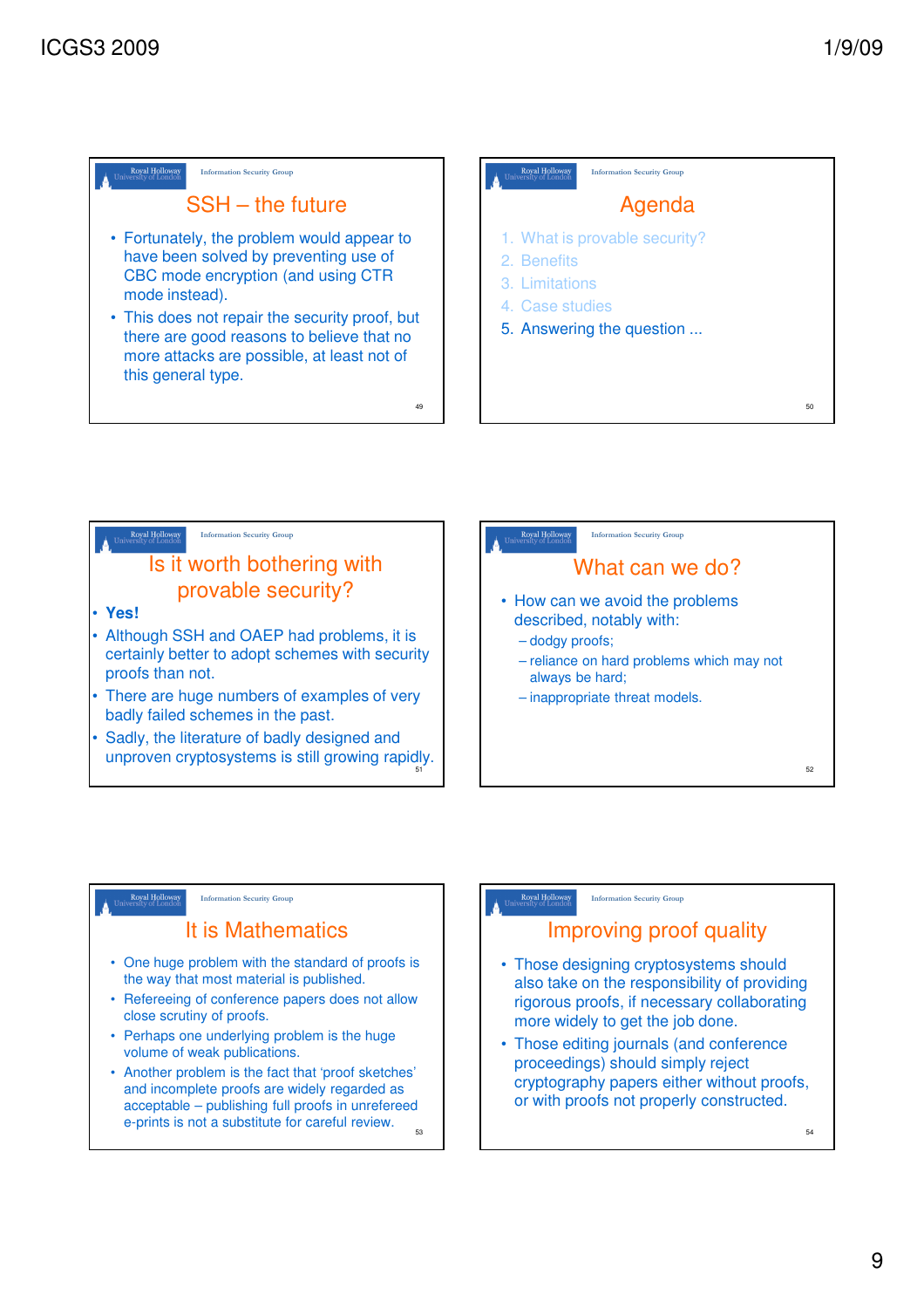## SSH – the future

- Fortunately, the problem would appear to have been solved by preventing use of CBC mode encryption (and using CTR mode instead).
- This does not repair the security proof, but there are good reasons to believe that no more attacks are possible, at least not of this general type.

## Agenda

1. What is provable security?
2. Benefits
3. Limitations
4. Case studies
5. Answering the question ...

## Is it worth bothering with provable security?

- **Yes!**
- Although SSH and OAEP had problems, it is certainly better to adopt schemes with security proofs than not.
- There are huge numbers of examples of very badly failed schemes in the past.
- Sadly, the literature of badly designed and unproven cryptosystems is still growing rapidly.

## What can we do?

- How can we avoid the problems described, notably with:
  - dodgy proofs;
  - reliance on hard problems which may not always be hard;
  - inappropriate threat models.

## It is Mathematics

- One huge problem with the standard of proofs is the way that most material is published.
- Refereeing of conference papers does not allow close scrutiny of proofs.
- Perhaps one underlying problem is the huge volume of weak publications.
- Another problem is the fact that 'proof sketches' and incomplete proofs are widely regarded as acceptable – publishing full proofs in unrefereed e-prints is not a substitute for careful review.

## Improving proof quality

- Those designing cryptosystems should also take on the responsibility of providing rigorous proofs, if necessary collaborating more widely to get the job done.
- Those editing journals (and conference proceedings) should simply reject cryptography papers either without proofs, or with proofs not properly constructed.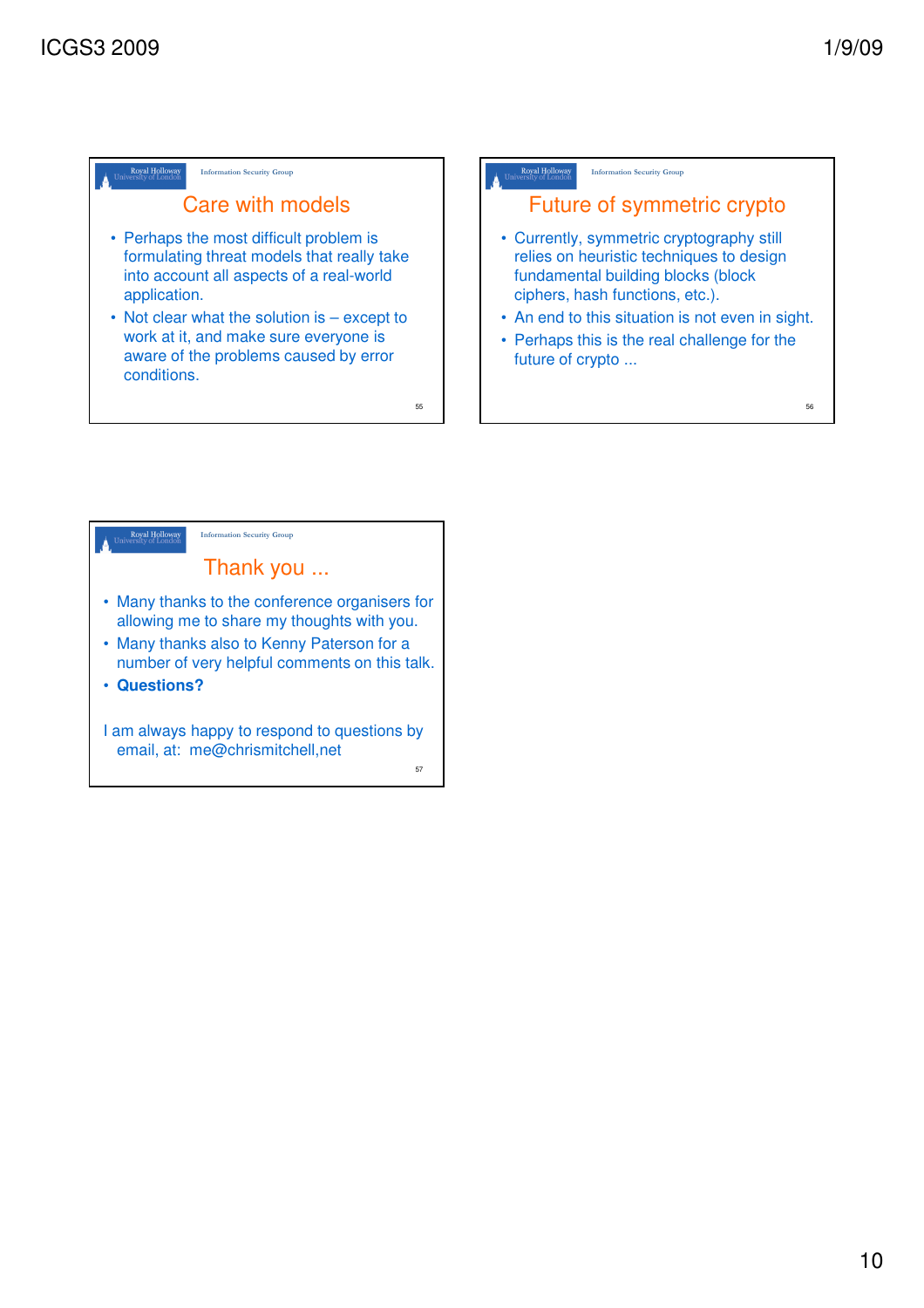## Care with models

- Perhaps the most difficult problem is formulating threat models that really take into account all aspects of a real-world application.
- Not clear what the solution is – except to work at it, and make sure everyone is aware of the problems caused by error conditions.

## Future of symmetric crypto

- Currently, symmetric cryptography still relies on heuristic techniques to design fundamental building blocks (block ciphers, hash functions, etc.).
- An end to this situation is not even in sight.
- Perhaps this is the real challenge for the future of crypto ...

## Thank you ...

- Many thanks to the conference organisers for allowing me to share my thoughts with you.
- Many thanks also to Kenny Paterson for a number of very helpful comments on this talk.
- **Questions?**

I am always happy to respond to questions by email, at: me@chrismitchell,net